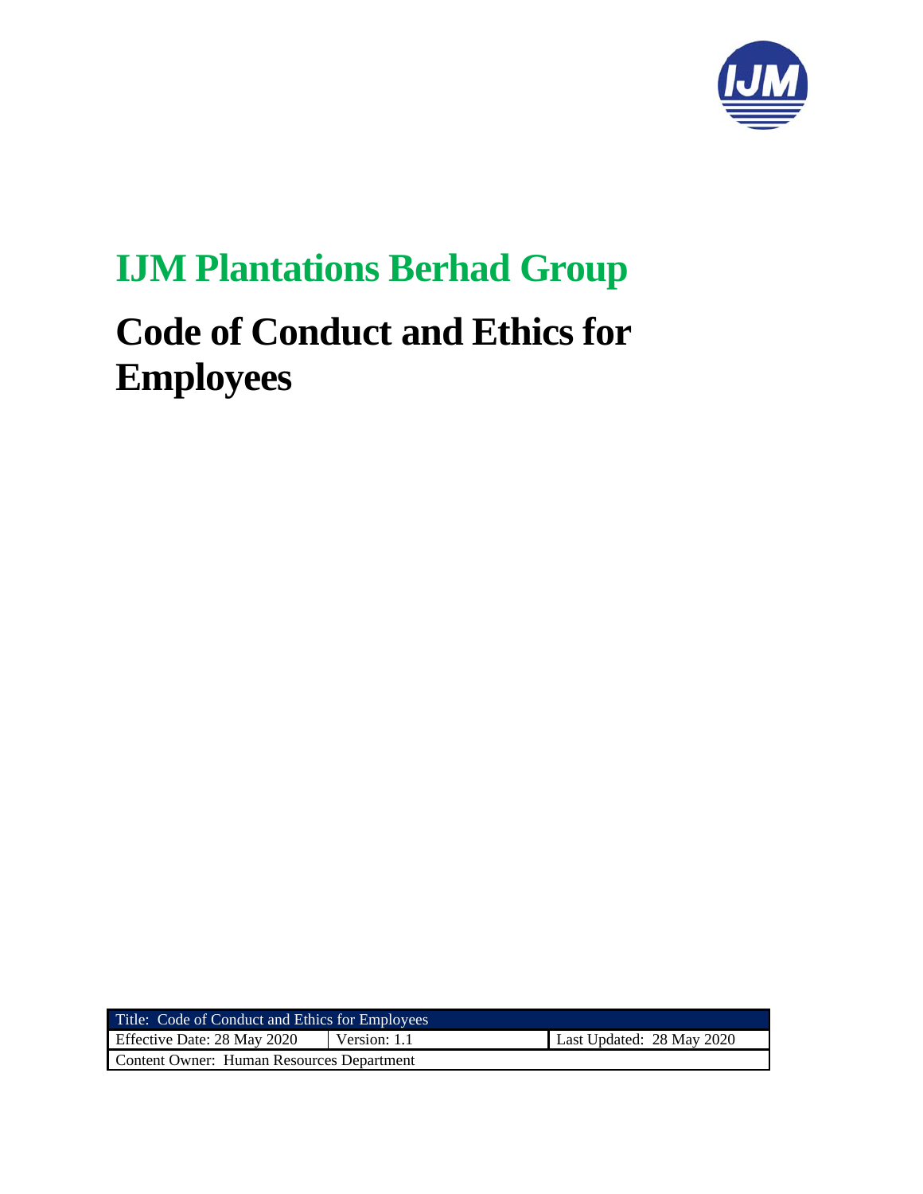# IJM Plantations Berhad Group

# Code of Conduct and Ethics for Employees

| Title: Code of Conduct and Ethics for Employees | | |
|---|---|---|
| Effective Date: 28 May 2020 | Version: 1.1 | Last Updated: 28 May 2020 |
| Content Owner: Human Resources Department | | |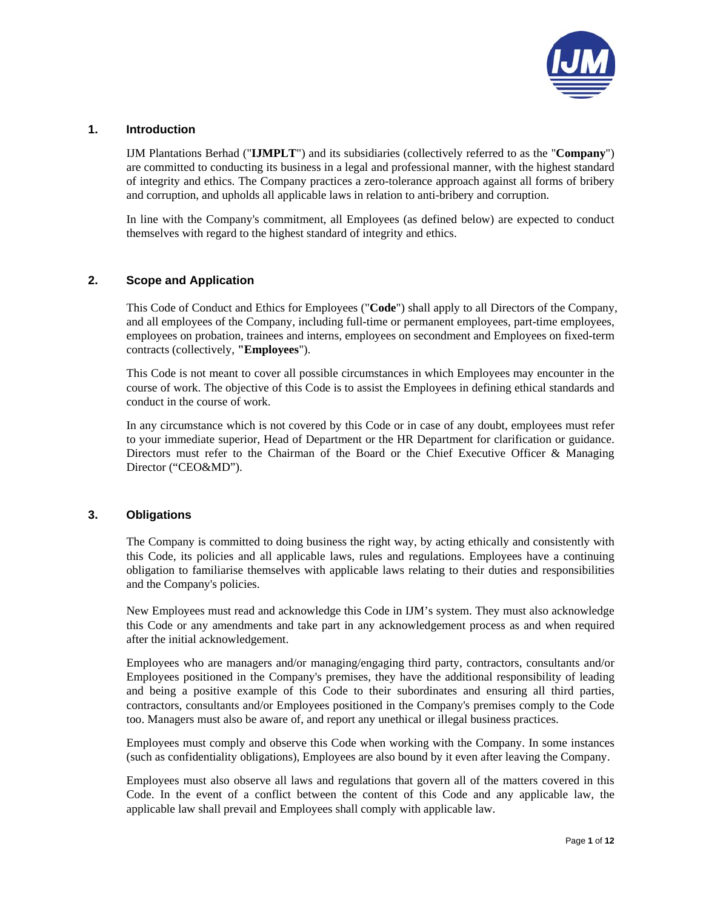## 1. Introduction

IJM Plantations Berhad ("**IJMPLT**") and its subsidiaries (collectively referred to as the "**Company**") are committed to conducting its business in a legal and professional manner, with the highest standard of integrity and ethics. The Company practices a zero-tolerance approach against all forms of bribery and corruption, and upholds all applicable laws in relation to anti-bribery and corruption.

In line with the Company's commitment, all Employees (as defined below) are expected to conduct themselves with regard to the highest standard of integrity and ethics.

## 2. Scope and Application

This Code of Conduct and Ethics for Employees ("**Code**") shall apply to all Directors of the Company, and all employees of the Company, including full-time or permanent employees, part-time employees, employees on probation, trainees and interns, employees on secondment and Employees on fixed-term contracts (collectively, **"Employees**").

This Code is not meant to cover all possible circumstances in which Employees may encounter in the course of work. The objective of this Code is to assist the Employees in defining ethical standards and conduct in the course of work.

In any circumstance which is not covered by this Code or in case of any doubt, employees must refer to your immediate superior, Head of Department or the HR Department for clarification or guidance. Directors must refer to the Chairman of the Board or the Chief Executive Officer & Managing Director ("CEO&MD").

## 3. Obligations

The Company is committed to doing business the right way, by acting ethically and consistently with this Code, its policies and all applicable laws, rules and regulations. Employees have a continuing obligation to familiarise themselves with applicable laws relating to their duties and responsibilities and the Company's policies.

New Employees must read and acknowledge this Code in IJM's system. They must also acknowledge this Code or any amendments and take part in any acknowledgement process as and when required after the initial acknowledgement.

Employees who are managers and/or managing/engaging third party, contractors, consultants and/or Employees positioned in the Company's premises, they have the additional responsibility of leading and being a positive example of this Code to their subordinates and ensuring all third parties, contractors, consultants and/or Employees positioned in the Company's premises comply to the Code too. Managers must also be aware of, and report any unethical or illegal business practices.

Employees must comply and observe this Code when working with the Company. In some instances (such as confidentiality obligations), Employees are also bound by it even after leaving the Company.

Employees must also observe all laws and regulations that govern all of the matters covered in this Code. In the event of a conflict between the content of this Code and any applicable law, the applicable law shall prevail and Employees shall comply with applicable law.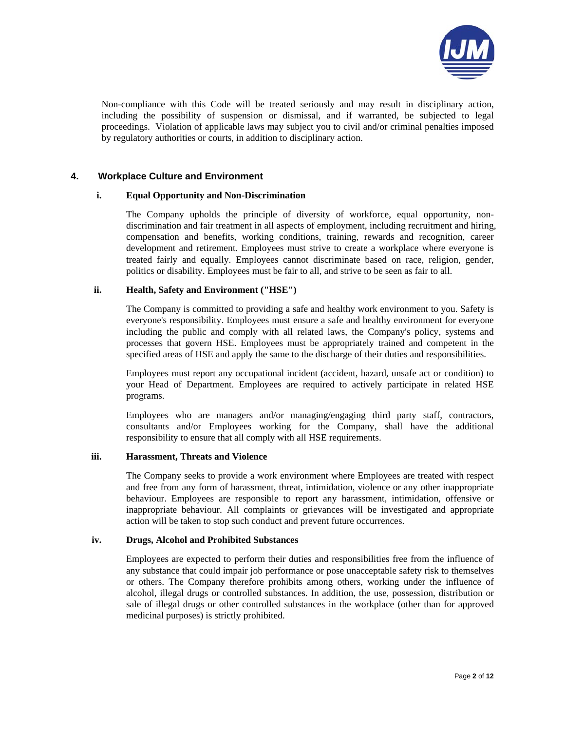Non-compliance with this Code will be treated seriously and may result in disciplinary action, including the possibility of suspension or dismissal, and if warranted, be subjected to legal proceedings. Violation of applicable laws may subject you to civil and/or criminal penalties imposed by regulatory authorities or courts, in addition to disciplinary action.

## 4. Workplace Culture and Environment

### i. Equal Opportunity and Non-Discrimination

The Company upholds the principle of diversity of workforce, equal opportunity, non-discrimination and fair treatment in all aspects of employment, including recruitment and hiring, compensation and benefits, working conditions, training, rewards and recognition, career development and retirement. Employees must strive to create a workplace where everyone is treated fairly and equally. Employees cannot discriminate based on race, religion, gender, politics or disability. Employees must be fair to all, and strive to be seen as fair to all.

### ii. Health, Safety and Environment ("HSE")

The Company is committed to providing a safe and healthy work environment to you. Safety is everyone's responsibility. Employees must ensure a safe and healthy environment for everyone including the public and comply with all related laws, the Company's policy, systems and processes that govern HSE. Employees must be appropriately trained and competent in the specified areas of HSE and apply the same to the discharge of their duties and responsibilities.

Employees must report any occupational incident (accident, hazard, unsafe act or condition) to your Head of Department. Employees are required to actively participate in related HSE programs.

Employees who are managers and/or managing/engaging third party staff, contractors, consultants and/or Employees working for the Company, shall have the additional responsibility to ensure that all comply with all HSE requirements.

### iii. Harassment, Threats and Violence

The Company seeks to provide a work environment where Employees are treated with respect and free from any form of harassment, threat, intimidation, violence or any other inappropriate behaviour. Employees are responsible to report any harassment, intimidation, offensive or inappropriate behaviour. All complaints or grievances will be investigated and appropriate action will be taken to stop such conduct and prevent future occurrences.

### iv. Drugs, Alcohol and Prohibited Substances

Employees are expected to perform their duties and responsibilities free from the influence of any substance that could impair job performance or pose unacceptable safety risk to themselves or others. The Company therefore prohibits among others, working under the influence of alcohol, illegal drugs or controlled substances. In addition, the use, possession, distribution or sale of illegal drugs or other controlled substances in the workplace (other than for approved medicinal purposes) is strictly prohibited.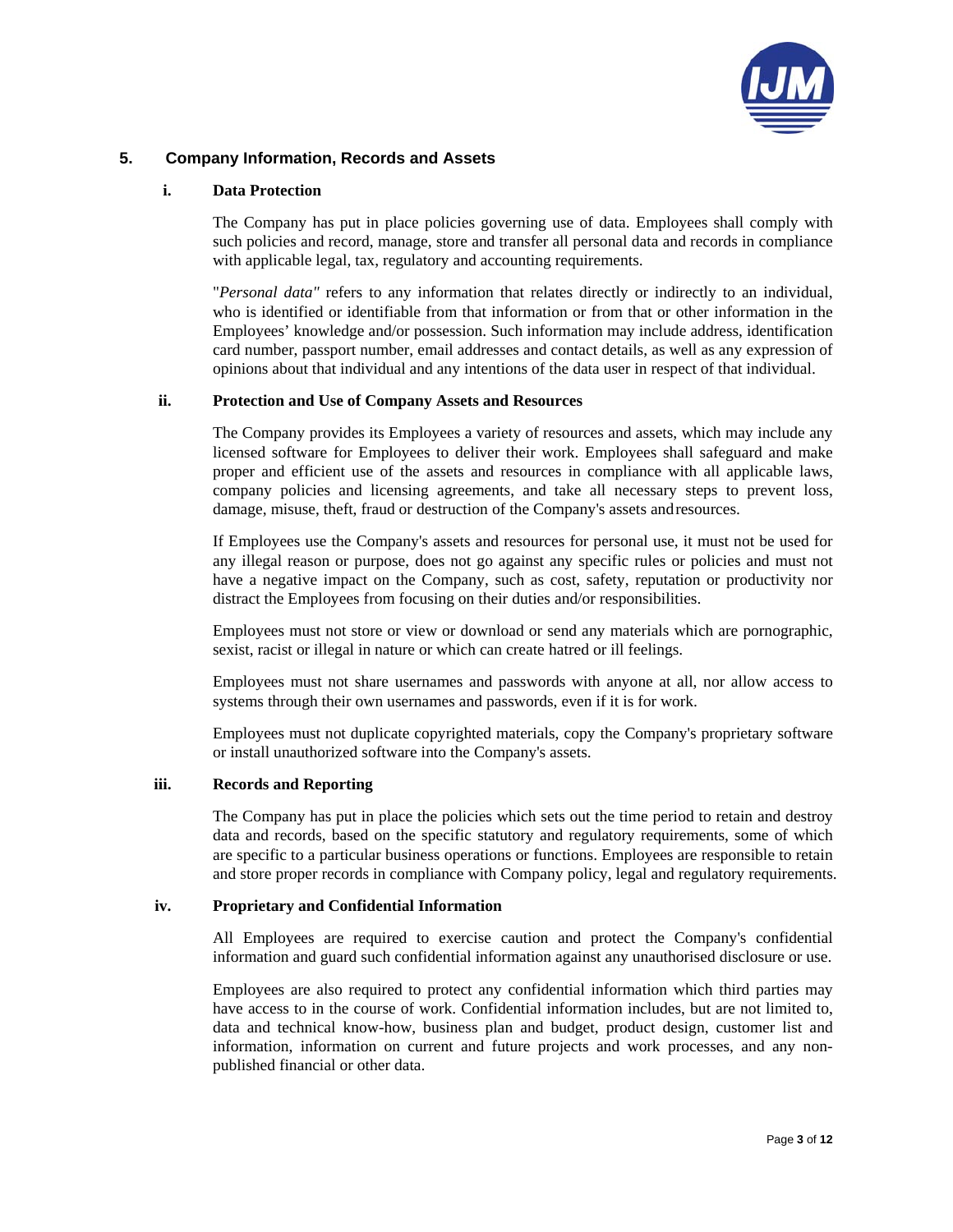## 5. Company Information, Records and Assets

### i. Data Protection

The Company has put in place policies governing use of data. Employees shall comply with such policies and record, manage, store and transfer all personal data and records in compliance with applicable legal, tax, regulatory and accounting requirements.

"*Personal data"* refers to any information that relates directly or indirectly to an individual, who is identified or identifiable from that information or from that or other information in the Employees' knowledge and/or possession. Such information may include address, identification card number, passport number, email addresses and contact details, as well as any expression of opinions about that individual and any intentions of the data user in respect of that individual.

### ii. Protection and Use of Company Assets and Resources

The Company provides its Employees a variety of resources and assets, which may include any licensed software for Employees to deliver their work. Employees shall safeguard and make proper and efficient use of the assets and resources in compliance with all applicable laws, company policies and licensing agreements, and take all necessary steps to prevent loss, damage, misuse, theft, fraud or destruction of the Company's assets and resources.

If Employees use the Company's assets and resources for personal use, it must not be used for any illegal reason or purpose, does not go against any specific rules or policies and must not have a negative impact on the Company, such as cost, safety, reputation or productivity nor distract the Employees from focusing on their duties and/or responsibilities.

Employees must not store or view or download or send any materials which are pornographic, sexist, racist or illegal in nature or which can create hatred or ill feelings.

Employees must not share usernames and passwords with anyone at all, nor allow access to systems through their own usernames and passwords, even if it is for work.

Employees must not duplicate copyrighted materials, copy the Company's proprietary software or install unauthorized software into the Company's assets.

### iii. Records and Reporting

The Company has put in place the policies which sets out the time period to retain and destroy data and records, based on the specific statutory and regulatory requirements, some of which are specific to a particular business operations or functions. Employees are responsible to retain and store proper records in compliance with Company policy, legal and regulatory requirements.

### iv. Proprietary and Confidential Information

All Employees are required to exercise caution and protect the Company's confidential information and guard such confidential information against any unauthorised disclosure or use.

Employees are also required to protect any confidential information which third parties may have access to in the course of work. Confidential information includes, but are not limited to, data and technical know-how, business plan and budget, product design, customer list and information, information on current and future projects and work processes, and any non-published financial or other data.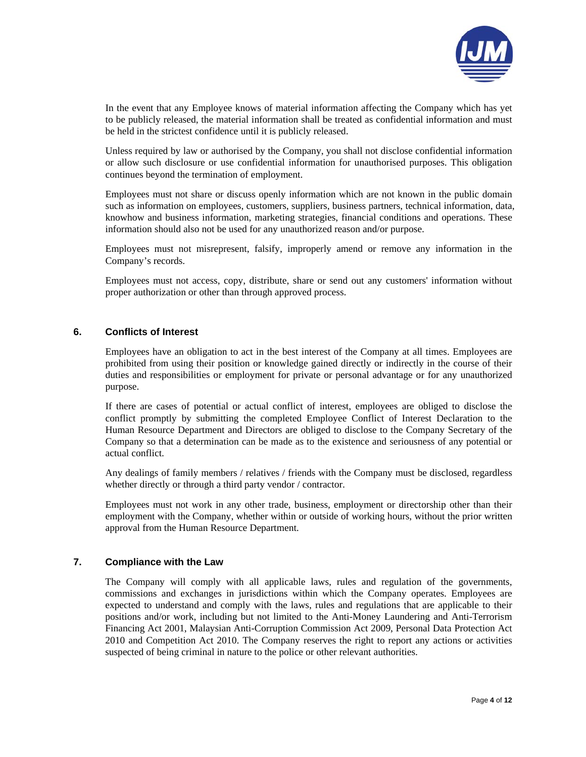In the event that any Employee knows of material information affecting the Company which has yet to be publicly released, the material information shall be treated as confidential information and must be held in the strictest confidence until it is publicly released.

Unless required by law or authorised by the Company, you shall not disclose confidential information or allow such disclosure or use confidential information for unauthorised purposes. This obligation continues beyond the termination of employment.

Employees must not share or discuss openly information which are not known in the public domain such as information on employees, customers, suppliers, business partners, technical information, data, knowhow and business information, marketing strategies, financial conditions and operations. These information should also not be used for any unauthorized reason and/or purpose.

Employees must not misrepresent, falsify, improperly amend or remove any information in the Company's records.

Employees must not access, copy, distribute, share or send out any customers' information without proper authorization or other than through approved process.

## 6. Conflicts of Interest

Employees have an obligation to act in the best interest of the Company at all times. Employees are prohibited from using their position or knowledge gained directly or indirectly in the course of their duties and responsibilities or employment for private or personal advantage or for any unauthorized purpose.

If there are cases of potential or actual conflict of interest, employees are obliged to disclose the conflict promptly by submitting the completed Employee Conflict of Interest Declaration to the Human Resource Department and Directors are obliged to disclose to the Company Secretary of the Company so that a determination can be made as to the existence and seriousness of any potential or actual conflict.

Any dealings of family members / relatives / friends with the Company must be disclosed, regardless whether directly or through a third party vendor / contractor.

Employees must not work in any other trade, business, employment or directorship other than their employment with the Company, whether within or outside of working hours, without the prior written approval from the Human Resource Department.

## 7. Compliance with the Law

The Company will comply with all applicable laws, rules and regulation of the governments, commissions and exchanges in jurisdictions within which the Company operates. Employees are expected to understand and comply with the laws, rules and regulations that are applicable to their positions and/or work, including but not limited to the Anti-Money Laundering and Anti-Terrorism Financing Act 2001, Malaysian Anti-Corruption Commission Act 2009, Personal Data Protection Act 2010 and Competition Act 2010. The Company reserves the right to report any actions or activities suspected of being criminal in nature to the police or other relevant authorities.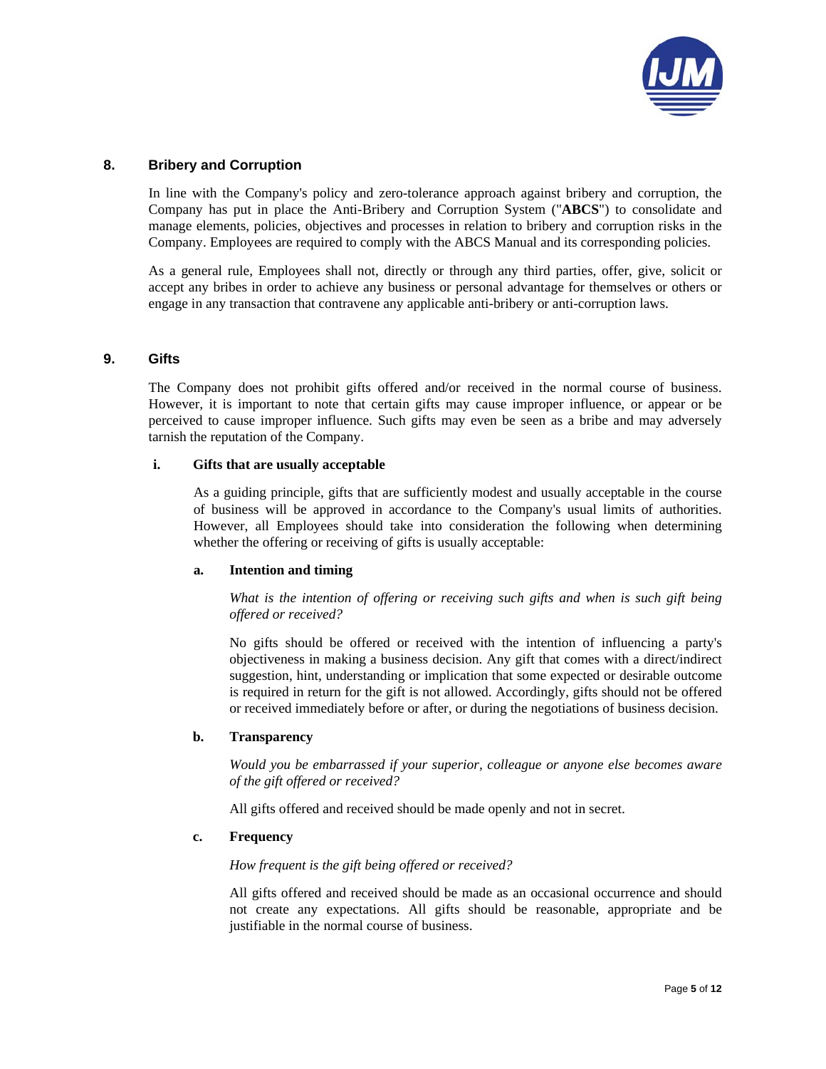## 8. Bribery and Corruption

In line with the Company's policy and zero-tolerance approach against bribery and corruption, the Company has put in place the Anti-Bribery and Corruption System ("**ABCS**") to consolidate and manage elements, policies, objectives and processes in relation to bribery and corruption risks in the Company. Employees are required to comply with the ABCS Manual and its corresponding policies.

As a general rule, Employees shall not, directly or through any third parties, offer, give, solicit or accept any bribes in order to achieve any business or personal advantage for themselves or others or engage in any transaction that contravene any applicable anti-bribery or anti-corruption laws.

## 9. Gifts

The Company does not prohibit gifts offered and/or received in the normal course of business. However, it is important to note that certain gifts may cause improper influence, or appear or be perceived to cause improper influence. Such gifts may even be seen as a bribe and may adversely tarnish the reputation of the Company.

### i. Gifts that are usually acceptable

As a guiding principle, gifts that are sufficiently modest and usually acceptable in the course of business will be approved in accordance to the Company's usual limits of authorities. However, all Employees should take into consideration the following when determining whether the offering or receiving of gifts is usually acceptable:

#### a. Intention and timing

*What is the intention of offering or receiving such gifts and when is such gift being offered or received?*

No gifts should be offered or received with the intention of influencing a party's objectiveness in making a business decision. Any gift that comes with a direct/indirect suggestion, hint, understanding or implication that some expected or desirable outcome is required in return for the gift is not allowed. Accordingly, gifts should not be offered or received immediately before or after, or during the negotiations of business decision.

#### b. Transparency

*Would you be embarrassed if your superior, colleague or anyone else becomes aware of the gift offered or received?*

All gifts offered and received should be made openly and not in secret.

#### c. Frequency

*How frequent is the gift being offered or received?*

All gifts offered and received should be made as an occasional occurrence and should not create any expectations. All gifts should be reasonable, appropriate and be justifiable in the normal course of business.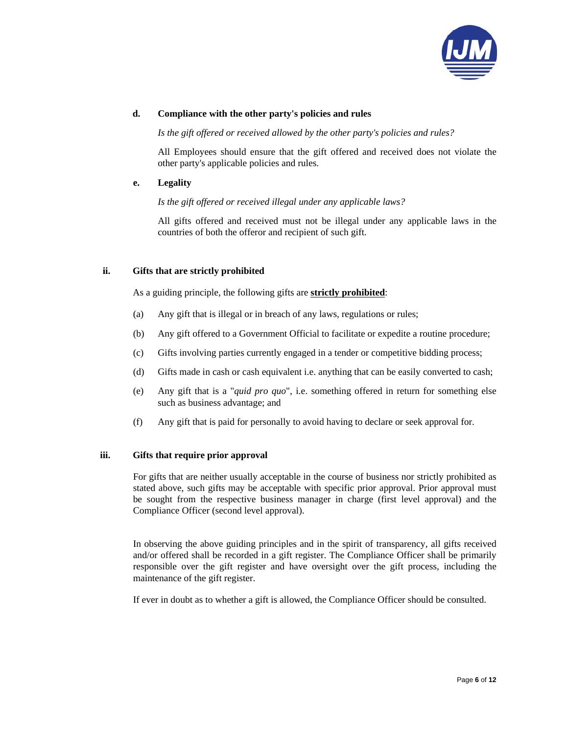**d. Compliance with the other party's policies and rules**

*Is the gift offered or received allowed by the other party's policies and rules?*

All Employees should ensure that the gift offered and received does not violate the other party's applicable policies and rules.

**e. Legality**

*Is the gift offered or received illegal under any applicable laws?*

All gifts offered and received must not be illegal under any applicable laws in the countries of both the offeror and recipient of such gift.

**ii. Gifts that are strictly prohibited**

As a guiding principle, the following gifts are **strictly prohibited**:

(a) Any gift that is illegal or in breach of any laws, regulations or rules;

(b) Any gift offered to a Government Official to facilitate or expedite a routine procedure;

(c) Gifts involving parties currently engaged in a tender or competitive bidding process;

(d) Gifts made in cash or cash equivalent i.e. anything that can be easily converted to cash;

(e) Any gift that is a "*quid pro quo*", i.e. something offered in return for something else such as business advantage; and

(f) Any gift that is paid for personally to avoid having to declare or seek approval for.

**iii. Gifts that require prior approval**

For gifts that are neither usually acceptable in the course of business nor strictly prohibited as stated above, such gifts may be acceptable with specific prior approval. Prior approval must be sought from the respective business manager in charge (first level approval) and the Compliance Officer (second level approval).

In observing the above guiding principles and in the spirit of transparency, all gifts received and/or offered shall be recorded in a gift register. The Compliance Officer shall be primarily responsible over the gift register and have oversight over the gift process, including the maintenance of the gift register.

If ever in doubt as to whether a gift is allowed, the Compliance Officer should be consulted.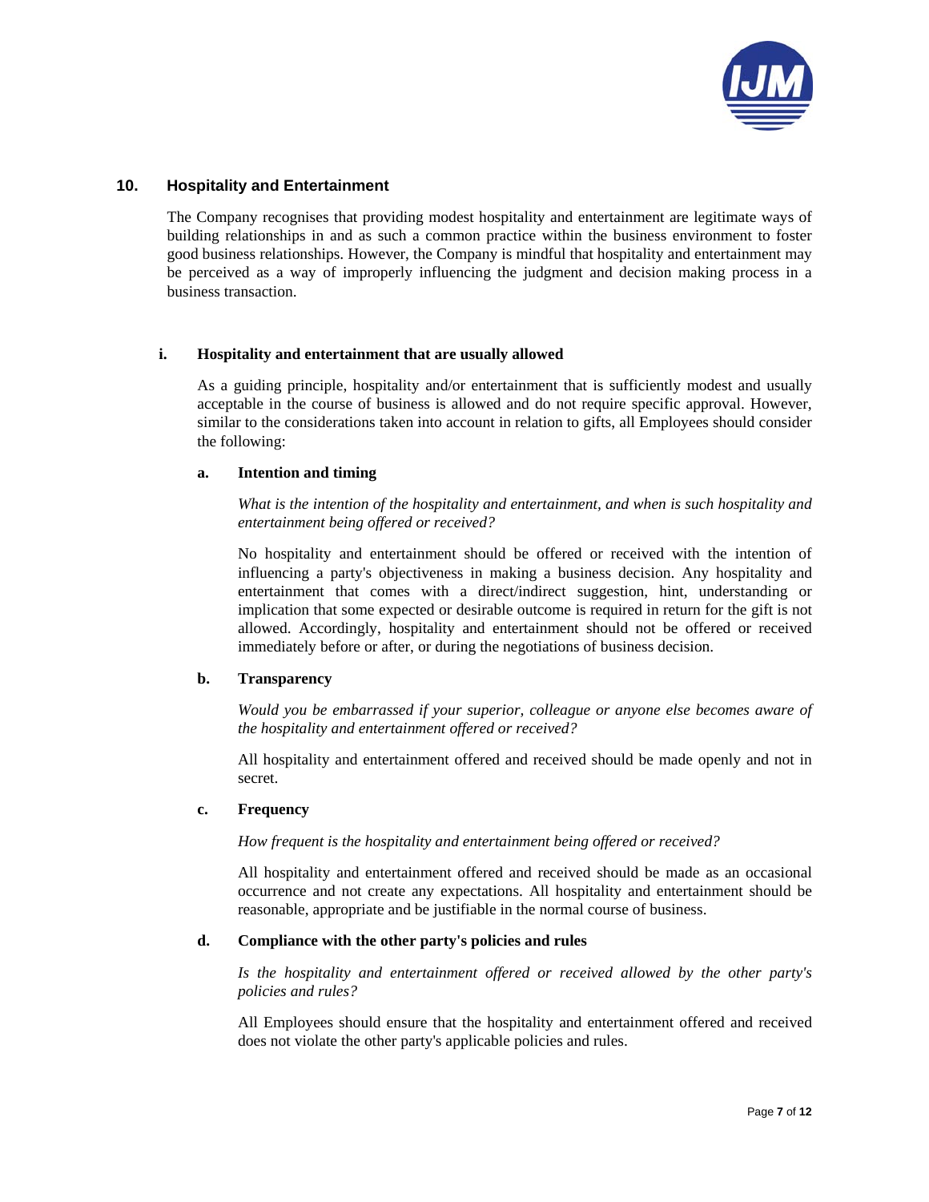## 10. Hospitality and Entertainment

The Company recognises that providing modest hospitality and entertainment are legitimate ways of building relationships in and as such a common practice within the business environment to foster good business relationships. However, the Company is mindful that hospitality and entertainment may be perceived as a way of improperly influencing the judgment and decision making process in a business transaction.

### i. Hospitality and entertainment that are usually allowed

As a guiding principle, hospitality and/or entertainment that is sufficiently modest and usually acceptable in the course of business is allowed and do not require specific approval. However, similar to the considerations taken into account in relation to gifts, all Employees should consider the following:

#### a. Intention and timing

*What is the intention of the hospitality and entertainment, and when is such hospitality and entertainment being offered or received?*

No hospitality and entertainment should be offered or received with the intention of influencing a party's objectiveness in making a business decision. Any hospitality and entertainment that comes with a direct/indirect suggestion, hint, understanding or implication that some expected or desirable outcome is required in return for the gift is not allowed. Accordingly, hospitality and entertainment should not be offered or received immediately before or after, or during the negotiations of business decision.

#### b. Transparency

*Would you be embarrassed if your superior, colleague or anyone else becomes aware of the hospitality and entertainment offered or received?*

All hospitality and entertainment offered and received should be made openly and not in secret.

#### c. Frequency

*How frequent is the hospitality and entertainment being offered or received?*

All hospitality and entertainment offered and received should be made as an occasional occurrence and not create any expectations. All hospitality and entertainment should be reasonable, appropriate and be justifiable in the normal course of business.

#### d. Compliance with the other party's policies and rules

*Is the hospitality and entertainment offered or received allowed by the other party's policies and rules?*

All Employees should ensure that the hospitality and entertainment offered and received does not violate the other party's applicable policies and rules.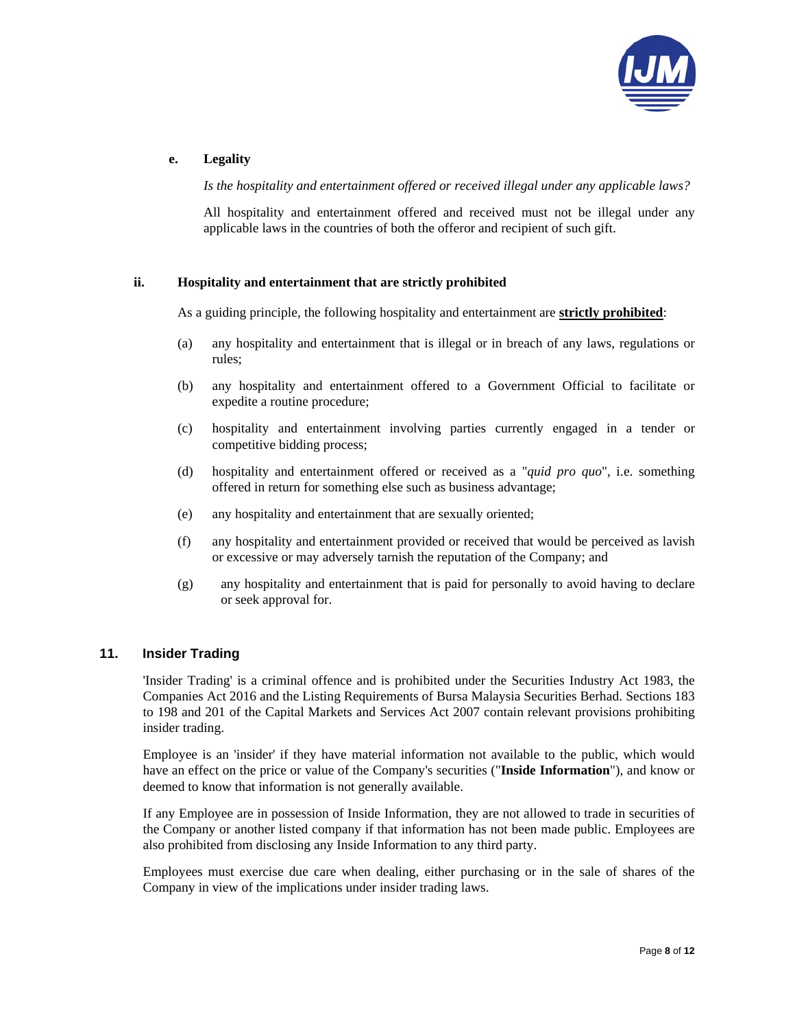**e. Legality**

*Is the hospitality and entertainment offered or received illegal under any applicable laws?*

All hospitality and entertainment offered and received must not be illegal under any applicable laws in the countries of both the offeror and recipient of such gift.

**ii. Hospitality and entertainment that are strictly prohibited**

As a guiding principle, the following hospitality and entertainment are **strictly prohibited**:

(a) any hospitality and entertainment that is illegal or in breach of any laws, regulations or rules;

(b) any hospitality and entertainment offered to a Government Official to facilitate or expedite a routine procedure;

(c) hospitality and entertainment involving parties currently engaged in a tender or competitive bidding process;

(d) hospitality and entertainment offered or received as a "*quid pro quo*", i.e. something offered in return for something else such as business advantage;

(e) any hospitality and entertainment that are sexually oriented;

(f) any hospitality and entertainment provided or received that would be perceived as lavish or excessive or may adversely tarnish the reputation of the Company; and

(g) any hospitality and entertainment that is paid for personally to avoid having to declare or seek approval for.

## 11. Insider Trading

'Insider Trading' is a criminal offence and is prohibited under the Securities Industry Act 1983, the Companies Act 2016 and the Listing Requirements of Bursa Malaysia Securities Berhad. Sections 183 to 198 and 201 of the Capital Markets and Services Act 2007 contain relevant provisions prohibiting insider trading.

Employee is an 'insider' if they have material information not available to the public, which would have an effect on the price or value of the Company's securities ("**Inside Information**"), and know or deemed to know that information is not generally available.

If any Employee are in possession of Inside Information, they are not allowed to trade in securities of the Company or another listed company if that information has not been made public. Employees are also prohibited from disclosing any Inside Information to any third party.

Employees must exercise due care when dealing, either purchasing or in the sale of shares of the Company in view of the implications under insider trading laws.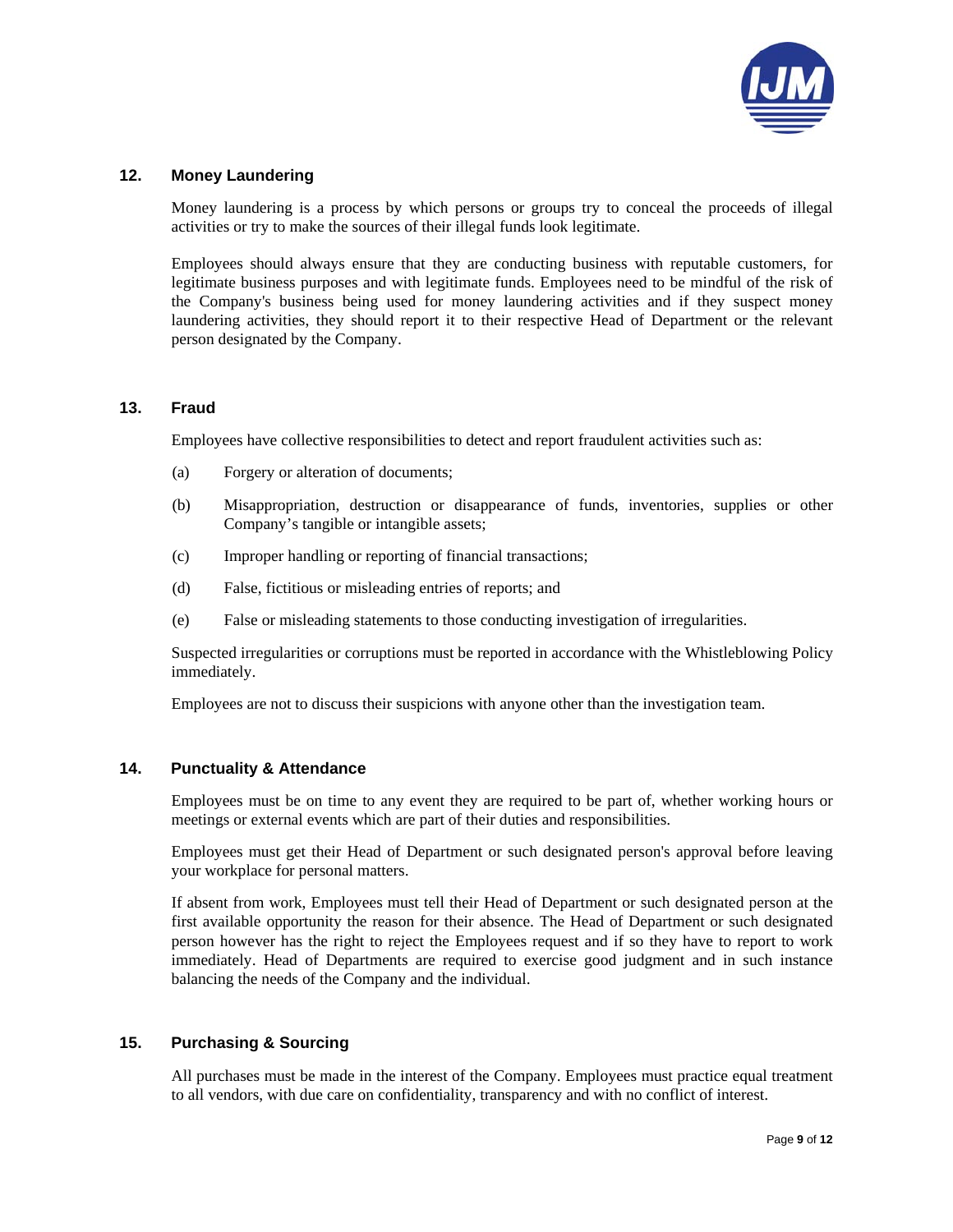## 12. Money Laundering

Money laundering is a process by which persons or groups try to conceal the proceeds of illegal activities or try to make the sources of their illegal funds look legitimate.

Employees should always ensure that they are conducting business with reputable customers, for legitimate business purposes and with legitimate funds. Employees need to be mindful of the risk of the Company's business being used for money laundering activities and if they suspect money laundering activities, they should report it to their respective Head of Department or the relevant person designated by the Company.

## 13. Fraud

Employees have collective responsibilities to detect and report fraudulent activities such as:

(a) Forgery or alteration of documents;

(b) Misappropriation, destruction or disappearance of funds, inventories, supplies or other Company's tangible or intangible assets;

(c) Improper handling or reporting of financial transactions;

(d) False, fictitious or misleading entries of reports; and

(e) False or misleading statements to those conducting investigation of irregularities.

Suspected irregularities or corruptions must be reported in accordance with the Whistleblowing Policy immediately.

Employees are not to discuss their suspicions with anyone other than the investigation team.

## 14. Punctuality & Attendance

Employees must be on time to any event they are required to be part of, whether working hours or meetings or external events which are part of their duties and responsibilities.

Employees must get their Head of Department or such designated person's approval before leaving your workplace for personal matters.

If absent from work, Employees must tell their Head of Department or such designated person at the first available opportunity the reason for their absence. The Head of Department or such designated person however has the right to reject the Employees request and if so they have to report to work immediately. Head of Departments are required to exercise good judgment and in such instance balancing the needs of the Company and the individual.

## 15. Purchasing & Sourcing

All purchases must be made in the interest of the Company. Employees must practice equal treatment to all vendors, with due care on confidentiality, transparency and with no conflict of interest.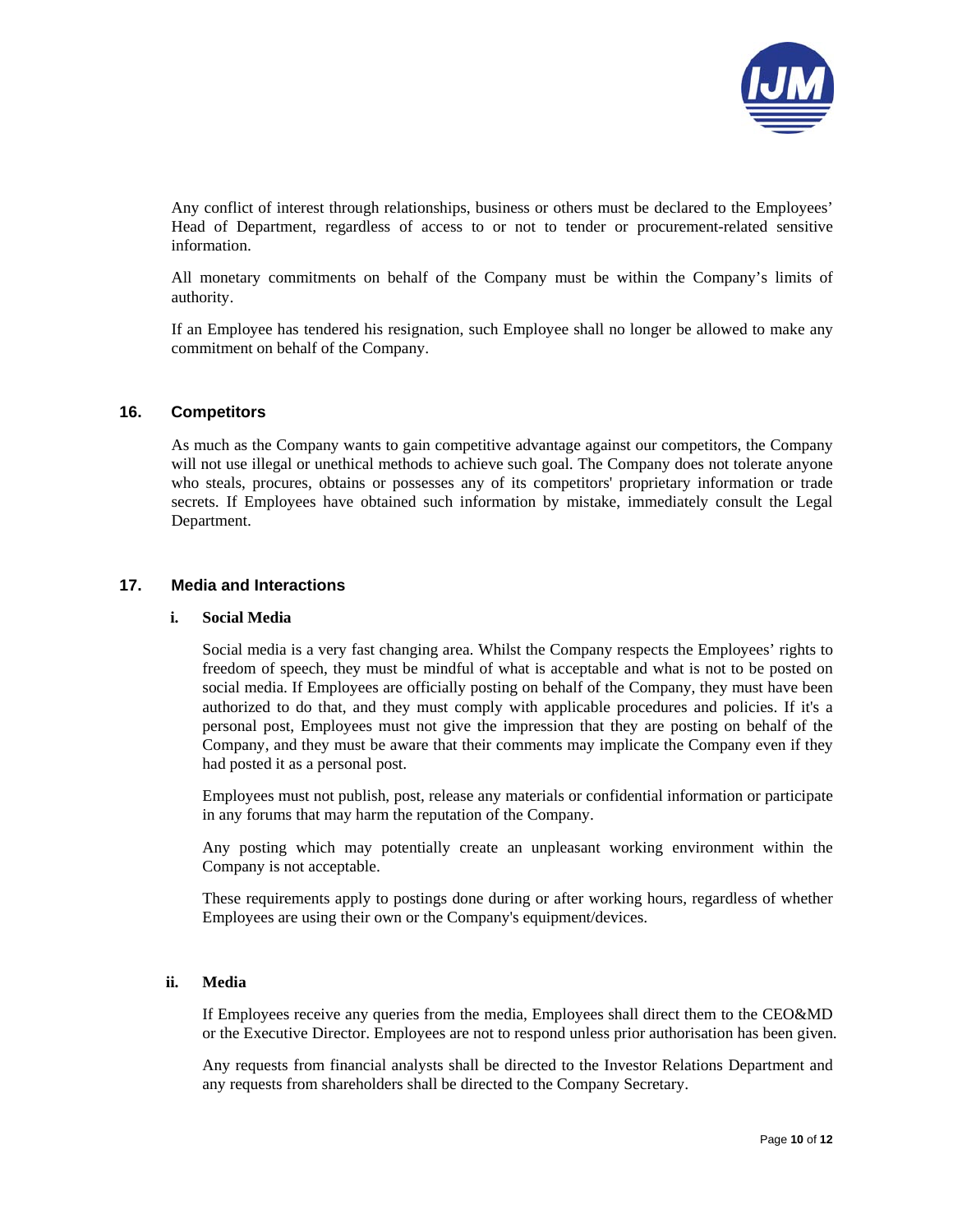Any conflict of interest through relationships, business or others must be declared to the Employees' Head of Department, regardless of access to or not to tender or procurement-related sensitive information.

All monetary commitments on behalf of the Company must be within the Company's limits of authority.

If an Employee has tendered his resignation, such Employee shall no longer be allowed to make any commitment on behalf of the Company.

## 16. Competitors

As much as the Company wants to gain competitive advantage against our competitors, the Company will not use illegal or unethical methods to achieve such goal. The Company does not tolerate anyone who steals, procures, obtains or possesses any of its competitors' proprietary information or trade secrets. If Employees have obtained such information by mistake, immediately consult the Legal Department.

## 17. Media and Interactions

### i. Social Media

Social media is a very fast changing area. Whilst the Company respects the Employees' rights to freedom of speech, they must be mindful of what is acceptable and what is not to be posted on social media. If Employees are officially posting on behalf of the Company, they must have been authorized to do that, and they must comply with applicable procedures and policies. If it's a personal post, Employees must not give the impression that they are posting on behalf of the Company, and they must be aware that their comments may implicate the Company even if they had posted it as a personal post.

Employees must not publish, post, release any materials or confidential information or participate in any forums that may harm the reputation of the Company.

Any posting which may potentially create an unpleasant working environment within the Company is not acceptable.

These requirements apply to postings done during or after working hours, regardless of whether Employees are using their own or the Company's equipment/devices.

### ii. Media

If Employees receive any queries from the media, Employees shall direct them to the CEO&MD or the Executive Director. Employees are not to respond unless prior authorisation has been given.

Any requests from financial analysts shall be directed to the Investor Relations Department and any requests from shareholders shall be directed to the Company Secretary.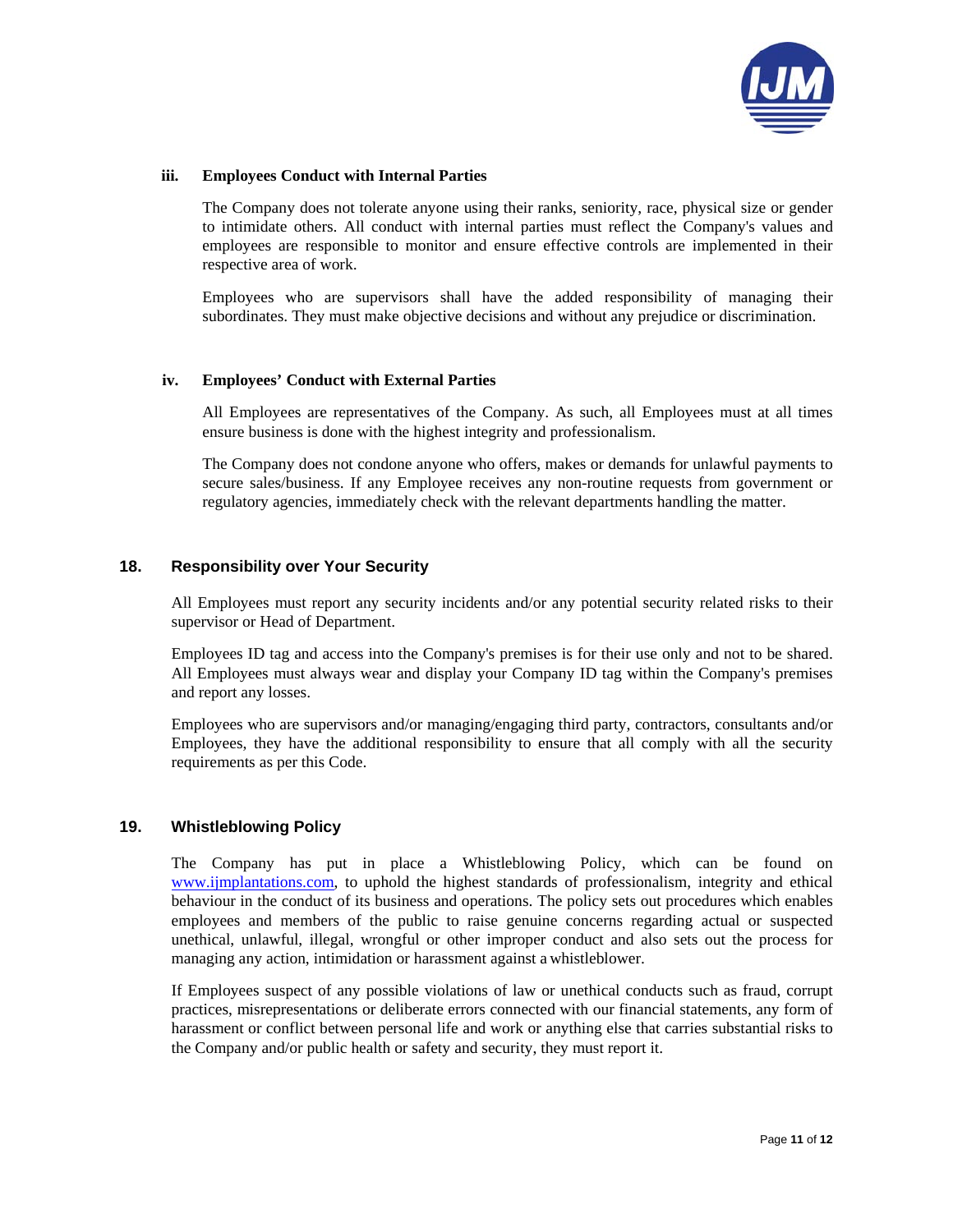### iii. Employees Conduct with Internal Parties

The Company does not tolerate anyone using their ranks, seniority, race, physical size or gender to intimidate others. All conduct with internal parties must reflect the Company's values and employees are responsible to monitor and ensure effective controls are implemented in their respective area of work.

Employees who are supervisors shall have the added responsibility of managing their subordinates. They must make objective decisions and without any prejudice or discrimination.

### iv. Employees' Conduct with External Parties

All Employees are representatives of the Company. As such, all Employees must at all times ensure business is done with the highest integrity and professionalism.

The Company does not condone anyone who offers, makes or demands for unlawful payments to secure sales/business. If any Employee receives any non-routine requests from government or regulatory agencies, immediately check with the relevant departments handling the matter.

## 18. Responsibility over Your Security

All Employees must report any security incidents and/or any potential security related risks to their supervisor or Head of Department.

Employees ID tag and access into the Company's premises is for their use only and not to be shared. All Employees must always wear and display your Company ID tag within the Company's premises and report any losses.

Employees who are supervisors and/or managing/engaging third party, contractors, consultants and/or Employees, they have the additional responsibility to ensure that all comply with all the security requirements as per this Code.

## 19. Whistleblowing Policy

The Company has put in place a Whistleblowing Policy, which can be found on www.ijmplantations.com, to uphold the highest standards of professionalism, integrity and ethical behaviour in the conduct of its business and operations. The policy sets out procedures which enables employees and members of the public to raise genuine concerns regarding actual or suspected unethical, unlawful, illegal, wrongful or other improper conduct and also sets out the process for managing any action, intimidation or harassment against a whistleblower.

If Employees suspect of any possible violations of law or unethical conducts such as fraud, corrupt practices, misrepresentations or deliberate errors connected with our financial statements, any form of harassment or conflict between personal life and work or anything else that carries substantial risks to the Company and/or public health or safety and security, they must report it.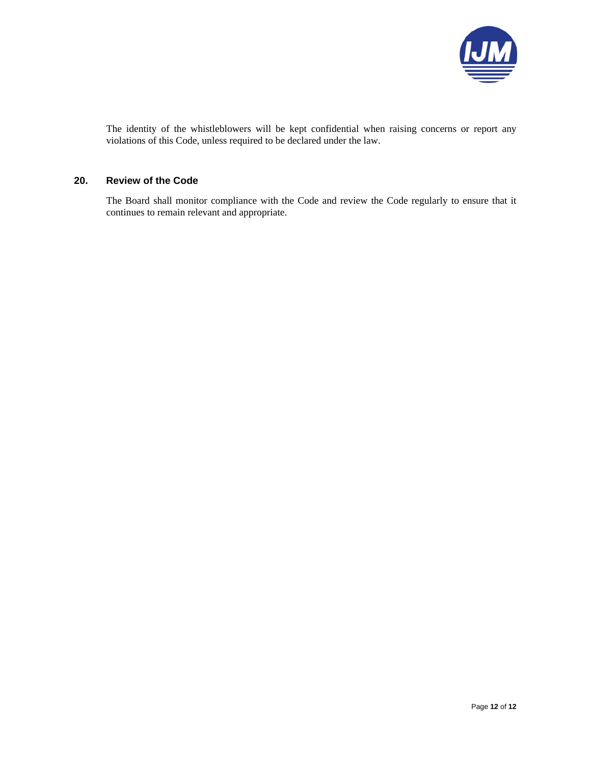The identity of the whistleblowers will be kept confidential when raising concerns or report any violations of this Code, unless required to be declared under the law.

## 20. Review of the Code

The Board shall monitor compliance with the Code and review the Code regularly to ensure that it continues to remain relevant and appropriate.